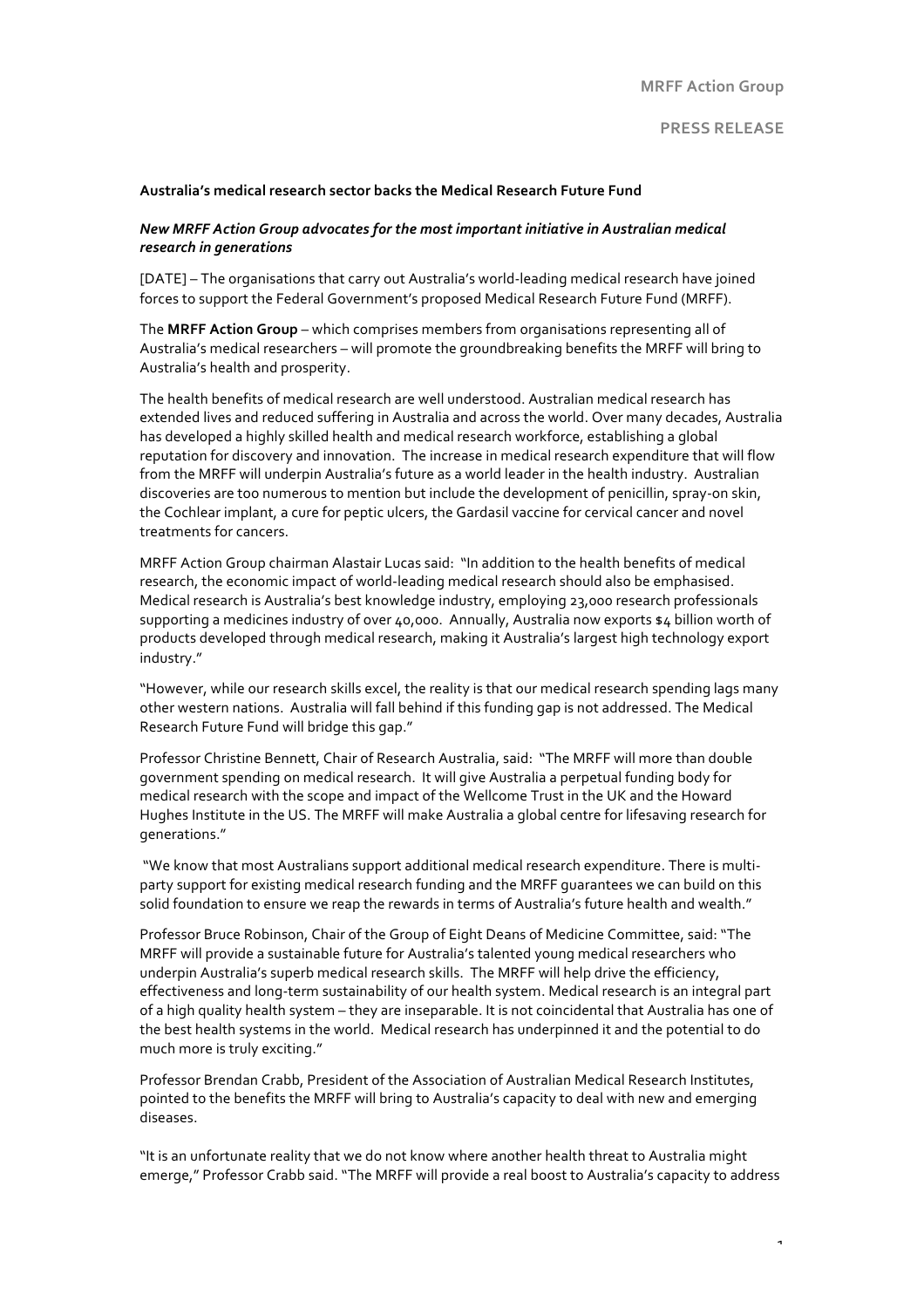**MRFF Action Group**

**PRESS RELEASE**

**Australia's medical research sector backs the Medical Research Future Fund**

***New MRFF Action Group advocates for the most important initiative in Australian medical research in generations***

[DATE] – The organisations that carry out Australia's world-leading medical research have joined forces to support the Federal Government's proposed Medical Research Future Fund (MRFF).

The **MRFF Action Group** – which comprises members from organisations representing all of Australia's medical researchers – will promote the groundbreaking benefits the MRFF will bring to Australia's health and prosperity.

The health benefits of medical research are well understood. Australian medical research has extended lives and reduced suffering in Australia and across the world. Over many decades, Australia has developed a highly skilled health and medical research workforce, establishing a global reputation for discovery and innovation. The increase in medical research expenditure that will flow from the MRFF will underpin Australia's future as a world leader in the health industry. Australian discoveries are too numerous to mention but include the development of penicillin, spray-on skin, the Cochlear implant, a cure for peptic ulcers, the Gardasil vaccine for cervical cancer and novel treatments for cancers.

MRFF Action Group chairman Alastair Lucas said: "In addition to the health benefits of medical research, the economic impact of world-leading medical research should also be emphasised. Medical research is Australia's best knowledge industry, employing 23,000 research professionals supporting a medicines industry of over 40,000. Annually, Australia now exports $4 billion worth of products developed through medical research, making it Australia's largest high technology export industry."

"However, while our research skills excel, the reality is that our medical research spending lags many other western nations. Australia will fall behind if this funding gap is not addressed. The Medical Research Future Fund will bridge this gap."

Professor Christine Bennett, Chair of Research Australia, said: "The MRFF will more than double government spending on medical research. It will give Australia a perpetual funding body for medical research with the scope and impact of the Wellcome Trust in the UK and the Howard Hughes Institute in the US. The MRFF will make Australia a global centre for lifesaving research for generations."

"We know that most Australians support additional medical research expenditure. There is multi-party support for existing medical research funding and the MRFF guarantees we can build on this solid foundation to ensure we reap the rewards in terms of Australia's future health and wealth."

Professor Bruce Robinson, Chair of the Group of Eight Deans of Medicine Committee, said: "The MRFF will provide a sustainable future for Australia's talented young medical researchers who underpin Australia's superb medical research skills. The MRFF will help drive the efficiency, effectiveness and long-term sustainability of our health system. Medical research is an integral part of a high quality health system – they are inseparable. It is not coincidental that Australia has one of the best health systems in the world. Medical research has underpinned it and the potential to do much more is truly exciting."

Professor Brendan Crabb, President of the Association of Australian Medical Research Institutes, pointed to the benefits the MRFF will bring to Australia's capacity to deal with new and emerging diseases.

"It is an unfortunate reality that we do not know where another health threat to Australia might emerge," Professor Crabb said. "The MRFF will provide a real boost to Australia's capacity to address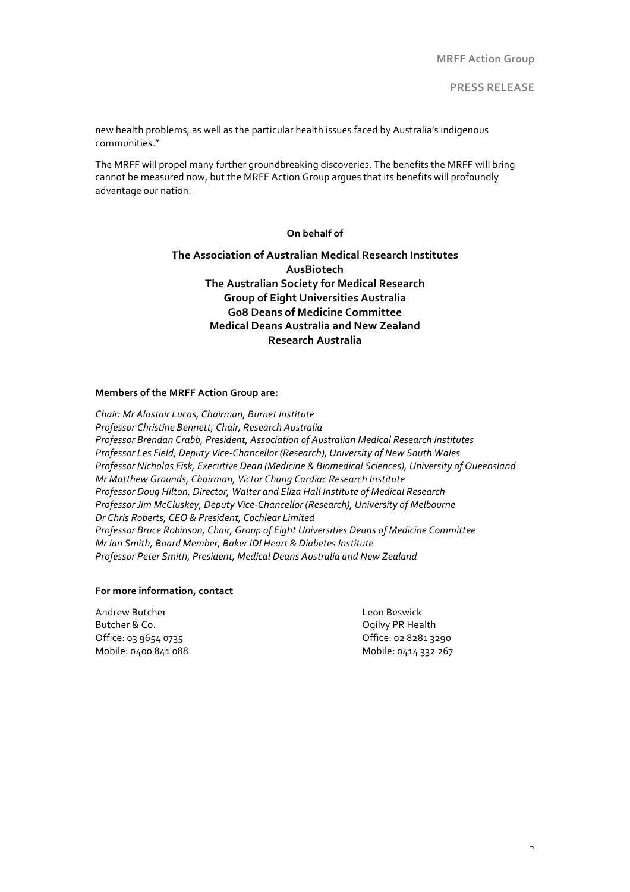new health problems, as well as the particular health issues faced by Australia's indigenous communities."

The MRFF will propel many further groundbreaking discoveries. The benefits the MRFF will bring cannot be measured now, but the MRFF Action Group argues that its benefits will profoundly advantage our nation.

**On behalf of**

**The Association of Australian Medical Research Institutes**
**AusBiotech**
**The Australian Society for Medical Research**
**Group of Eight Universities Australia**
**Go8 Deans of Medicine Committee**
**Medical Deans Australia and New Zealand**
**Research Australia**

**Members of the MRFF Action Group are:**

*Chair: Mr Alastair Lucas, Chairman, Burnet Institute*
*Professor Christine Bennett, Chair, Research Australia*
*Professor Brendan Crabb, President, Association of Australian Medical Research Institutes*
*Professor Les Field, Deputy Vice-Chancellor (Research), University of New South Wales*
*Professor Nicholas Fisk, Executive Dean (Medicine & Biomedical Sciences), University of Queensland*
*Mr Matthew Grounds, Chairman, Victor Chang Cardiac Research Institute*
*Professor Doug Hilton, Director, Walter and Eliza Hall Institute of Medical Research*
*Professor Jim McCluskey, Deputy Vice-Chancellor (Research), University of Melbourne*
*Dr Chris Roberts, CEO & President, Cochlear Limited*
*Professor Bruce Robinson, Chair, Group of Eight Universities Deans of Medicine Committee*
*Mr Ian Smith, Board Member, Baker IDI Heart & Diabetes Institute*
*Professor Peter Smith, President, Medical Deans Australia and New Zealand*

**For more information, contact**

Andrew Butcher
Butcher & Co.
Office: 03 9654 0735
Mobile: 0400 841 088

Leon Beswick
Ogilvy PR Health
Office: 02 8281 3290
Mobile: 0414 332 267